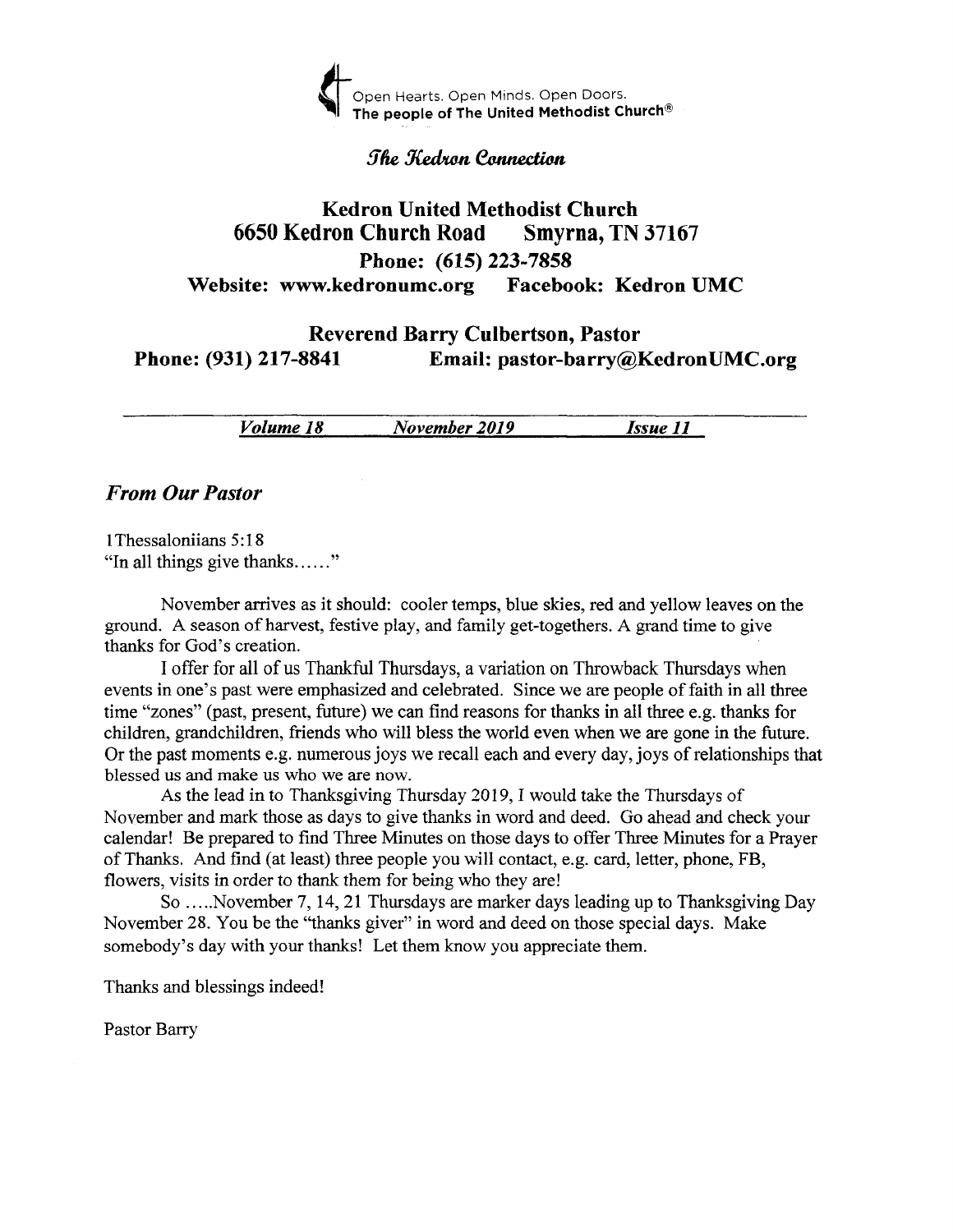Open Hearts. Open Minds. Open Doors.
**The people of The United Methodist Church®**

*The Kedron Connection*

# Kedron United Methodist Church

**6650 Kedron Church Road Smyrna, TN 37167**

**Phone: (615) 223-7858**

**Website: www.kedronumc.org Facebook: Kedron UMC**

**Reverend Barry Culbertson, Pastor**

**Phone: (931) 217-8841 Email: pastor-barry@KedronUMC.org**

***Volume 18*** ***November 2019*** ***Issue 11***

## *From Our Pastor*

1Thessaloniians 5:18
"In all things give thanks……"

November arrives as it should: cooler temps, blue skies, red and yellow leaves on the ground. A season of harvest, festive play, and family get-togethers. A grand time to give thanks for God's creation.

I offer for all of us Thankful Thursdays, a variation on Throwback Thursdays when events in one's past were emphasized and celebrated. Since we are people of faith in all three time "zones" (past, present, future) we can find reasons for thanks in all three e.g. thanks for children, grandchildren, friends who will bless the world even when we are gone in the future. Or the past moments e.g. numerous joys we recall each and every day, joys of relationships that blessed us and make us who we are now.

As the lead in to Thanksgiving Thursday 2019, I would take the Thursdays of November and mark those as days to give thanks in word and deed. Go ahead and check your calendar! Be prepared to find Three Minutes on those days to offer Three Minutes for a Prayer of Thanks. And find (at least) three people you will contact, e.g. card, letter, phone, FB, flowers, visits in order to thank them for being who they are!

So …..November 7, 14, 21 Thursdays are marker days leading up to Thanksgiving Day November 28. You be the "thanks giver" in word and deed on those special days. Make somebody's day with your thanks! Let them know you appreciate them.

Thanks and blessings indeed!

Pastor Barry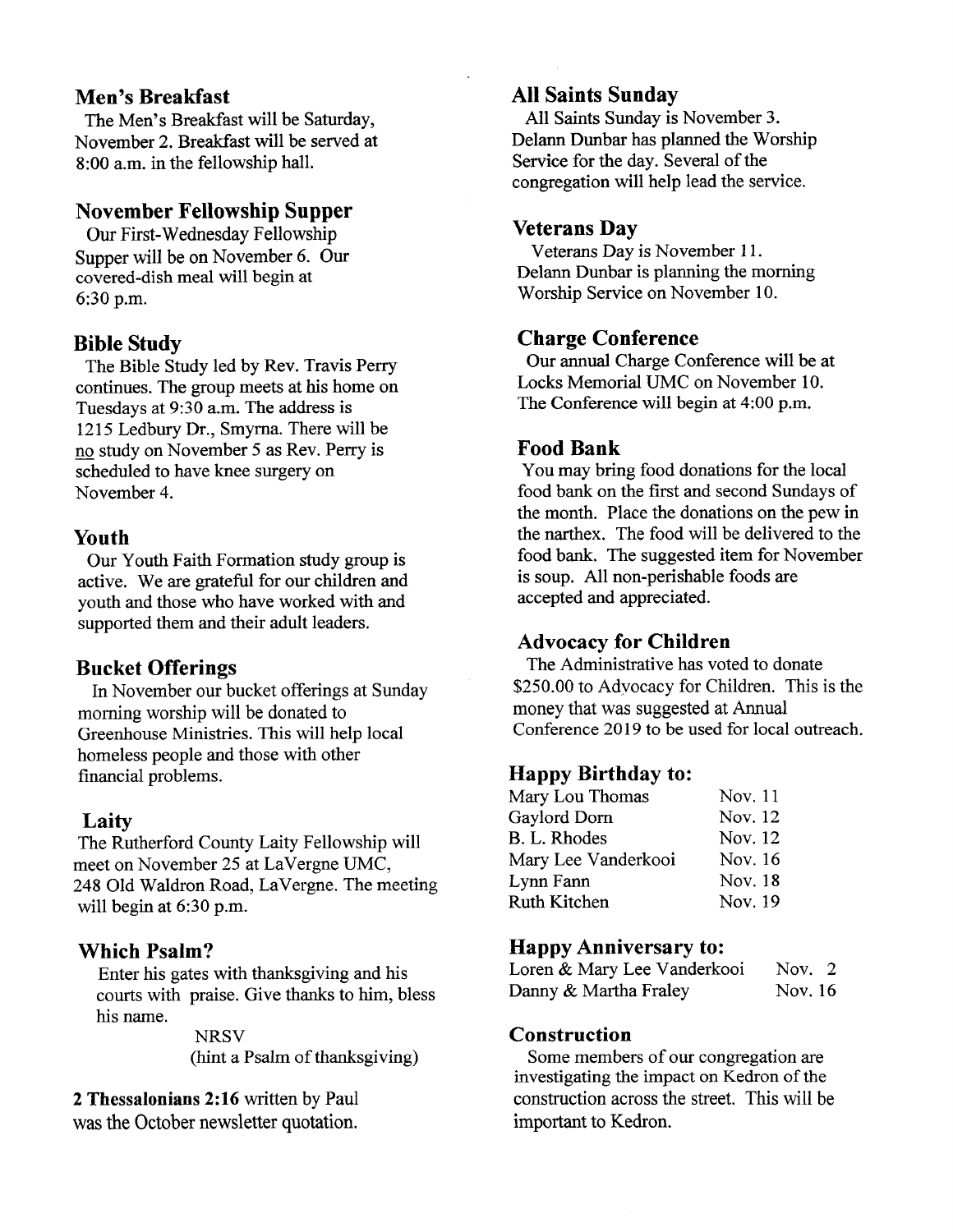## Men's Breakfast

The Men's Breakfast will be Saturday, November 2. Breakfast will be served at 8:00 a.m. in the fellowship hall.

## November Fellowship Supper

Our First-Wednesday Fellowship Supper will be on November 6. Our covered-dish meal will begin at 6:30 p.m.

## Bible Study

The Bible Study led by Rev. Travis Perry continues. The group meets at his home on Tuesdays at 9:30 a.m. The address is 1215 Ledbury Dr., Smyrna. There will be no study on November 5 as Rev. Perry is scheduled to have knee surgery on November 4.

## Youth

Our Youth Faith Formation study group is active. We are grateful for our children and youth and those who have worked with and supported them and their adult leaders.

## Bucket Offerings

In November our bucket offerings at Sunday morning worship will be donated to Greenhouse Ministries. This will help local homeless people and those with other financial problems.

## Laity

The Rutherford County Laity Fellowship will meet on November 25 at LaVergne UMC, 248 Old Waldron Road, LaVergne. The meeting will begin at 6:30 p.m.

## Which Psalm?

Enter his gates with thanksgiving and his courts with praise. Give thanks to him, bless his name.

NRSV
(hint a Psalm of thanksgiving)

**2 Thessalonians 2:16** written by Paul was the October newsletter quotation.

## All Saints Sunday

All Saints Sunday is November 3. Delann Dunbar has planned the Worship Service for the day. Several of the congregation will help lead the service.

## Veterans Day

Veterans Day is November 11. Delann Dunbar is planning the morning Worship Service on November 10.

## Charge Conference

Our annual Charge Conference will be at Locks Memorial UMC on November 10. The Conference will begin at 4:00 p.m.

## Food Bank

You may bring food donations for the local food bank on the first and second Sundays of the month. Place the donations on the pew in the narthex. The food will be delivered to the food bank. The suggested item for November is soup. All non-perishable foods are accepted and appreciated.

## Advocacy for Children

The Administrative has voted to donate $250.00 to Advocacy for Children. This is the money that was suggested at Annual Conference 2019 to be used for local outreach.

## Happy Birthday to:

| | |
|---|---|
| Mary Lou Thomas | Nov. 11 |
| Gaylord Dorn | Nov. 12 |
| B. L. Rhodes | Nov. 12 |
| Mary Lee Vanderkooi | Nov. 16 |
| Lynn Fann | Nov. 18 |
| Ruth Kitchen | Nov. 19 |

## Happy Anniversary to:

| | |
|---|---|
| Loren & Mary Lee Vanderkooi | Nov. 2 |
| Danny & Martha Fraley | Nov. 16 |

## Construction

Some members of our congregation are investigating the impact on Kedron of the construction across the street. This will be important to Kedron.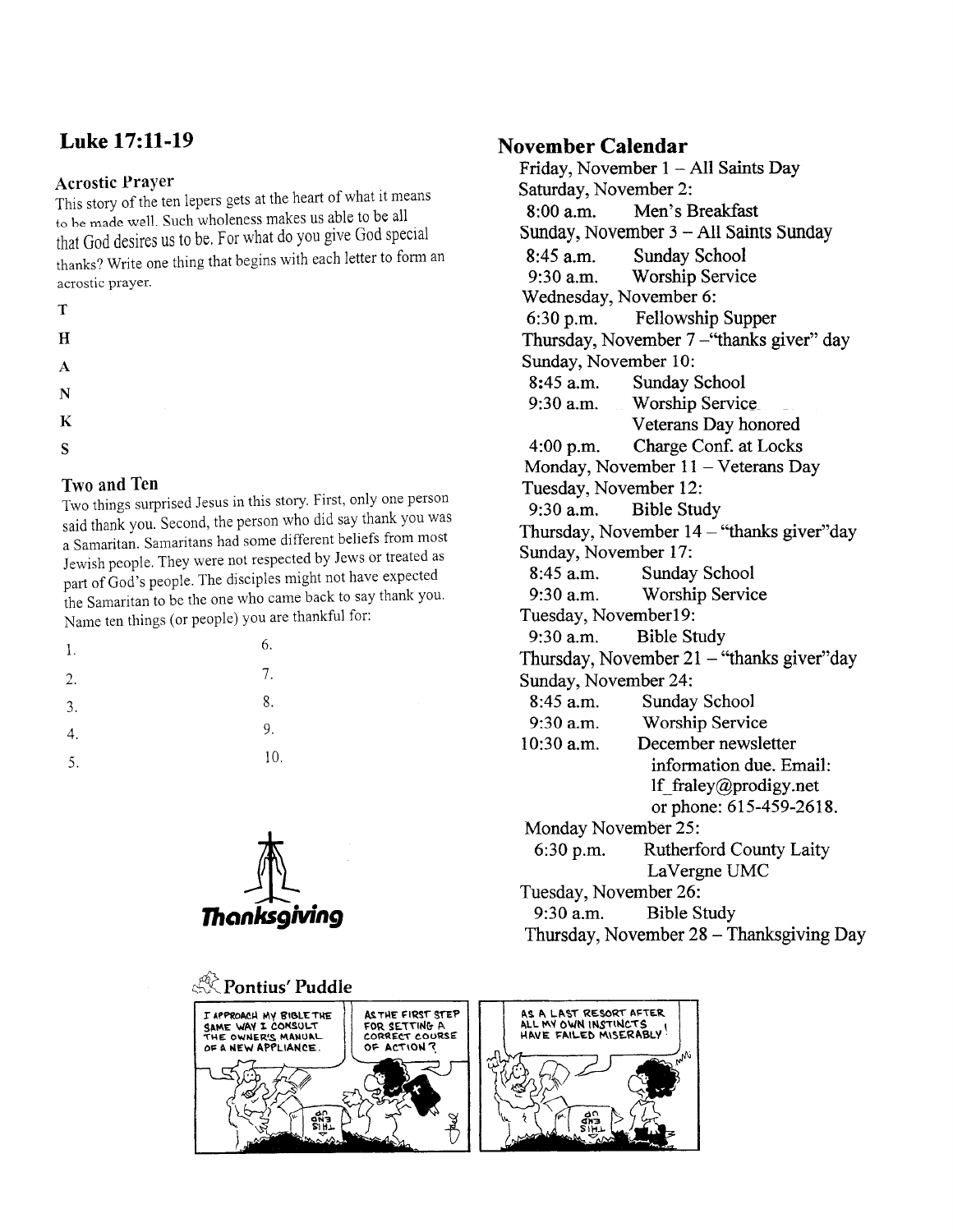## Luke 17:11-19

### Acrostic Prayer

This story of the ten lepers gets at the heart of what it means to be made well. Such wholeness makes us able to be all that God desires us to be. For what do you give God special thanks? Write one thing that begins with each letter to form an acrostic prayer.

T

H

A

N

K

S

### Two and Ten

Two things surprised Jesus in this story. First, only one person said thank you. Second, the person who did say thank you was a Samaritan. Samaritans had some different beliefs from most Jewish people. They were not respected by Jews or treated as part of God's people. The disciples might not have expected the Samaritan to be the one who came back to say thank you. Name ten things (or people) you are thankful for:

1. 
2. 
3. 
4. 
5. 
6. 
7. 
8. 
9. 
10. 

*Thanksgiving*

**Pontius' Puddle**

## November Calendar

Friday, November 1 – All Saints Day

Saturday, November 2:
- 8:00 a.m. Men's Breakfast

Sunday, November 3 – All Saints Sunday
- 8:45 a.m. Sunday School
- 9:30 a.m. Worship Service

Wednesday, November 6:
- 6:30 p.m. Fellowship Supper

Thursday, November 7 –"thanks giver" day

Sunday, November 10:
- 8:45 a.m. Sunday School
- 9:30 a.m. Worship Service
  Veterans Day honored
- 4:00 p.m. Charge Conf. at Locks

Monday, November 11 – Veterans Day

Tuesday, November 12:
- 9:30 a.m. Bible Study

Thursday, November 14 – "thanks giver"day

Sunday, November 17:
- 8:45 a.m. Sunday School
- 9:30 a.m. Worship Service

Tuesday, November19:
- 9:30 a.m. Bible Study

Thursday, November 21 – "thanks giver"day

Sunday, November 24:
- 8:45 a.m. Sunday School
- 9:30 a.m. Worship Service
- 10:30 a.m. December newsletter information due. Email: lf_fraley@prodigy.net or phone: 615-459-2618.

Monday November 25:
- 6:30 p.m. Rutherford County Laity LaVergne UMC

Tuesday, November 26:
- 9:30 a.m. Bible Study

Thursday, November 28 – Thanksgiving Day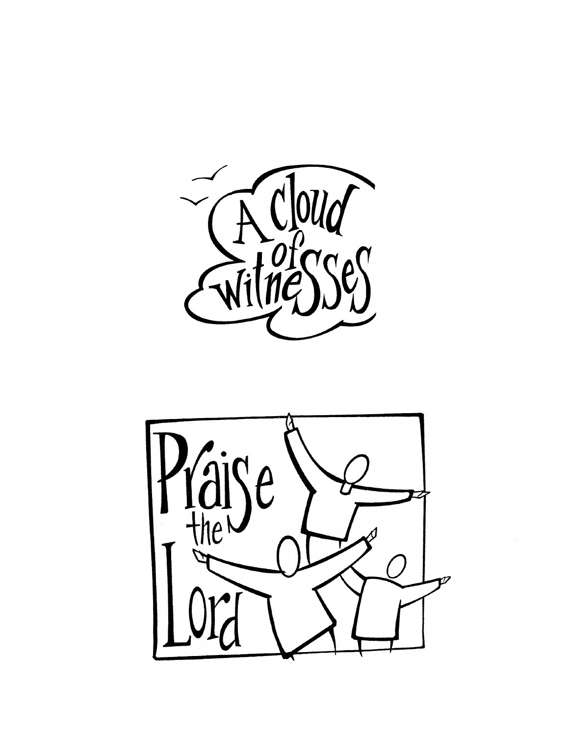A cloud of witnesses

Praise the Lord